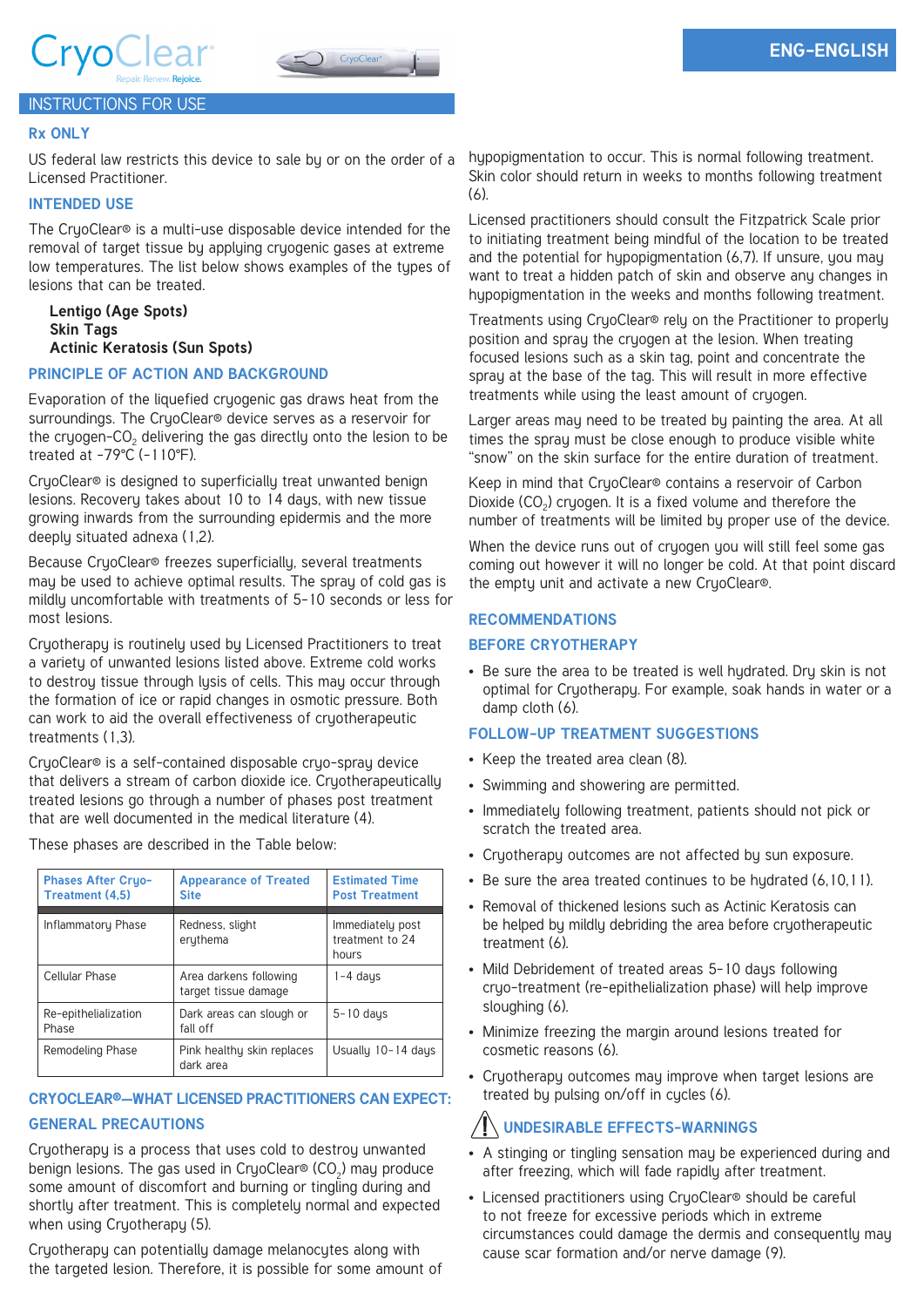CryoClear

Repair. Renew. Rejoice.

ENG-ENGLISH

# INSTRUCTIONS FOR USE

## Rx ONLY

US federal law restricts this device to sale by or on the order of a Licensed Practitioner.

## INTENDED USE

The CryoClear® is a multi-use disposable device intended for the removal of target tissue by applying cryogenic gases at extreme low temperatures. The list below shows examples of the types of lesions that can be treated.

**Lentigo (Age Spots)**
**Skin Tags**
**Actinic Keratosis (Sun Spots)**

## PRINCIPLE OF ACTION AND BACKGROUND

Evaporation of the liquefied cryogenic gas draws heat from the surroundings. The CryoClear® device serves as a reservoir for the cryogen-$CO_2$ delivering the gas directly onto the lesion to be treated at -79°C (-110°F).

CryoClear® is designed to superficially treat unwanted benign lesions. Recovery takes about 10 to 14 days, with new tissue growing inwards from the surrounding epidermis and the more deeply situated adnexa (1,2).

Because CryoClear® freezes superficially, several treatments may be used to achieve optimal results. The spray of cold gas is mildly uncomfortable with treatments of 5-10 seconds or less for most lesions.

Cryotherapy is routinely used by Licensed Practitioners to treat a variety of unwanted lesions listed above. Extreme cold works to destroy tissue through lysis of cells. This may occur through the formation of ice or rapid changes in osmotic pressure. Both can work to aid the overall effectiveness of cryotherapeutic treatments (1,3).

CryoClear® is a self-contained disposable cryo-spray device that delivers a stream of carbon dioxide ice. Cryotherapeutically treated lesions go through a number of phases post treatment that are well documented in the medical literature (4).

These phases are described in the Table below:

| Phases After Cryo-Treatment (4,5) | Appearance of Treated Site | Estimated Time Post Treatment |
|---|---|---|
| Inflammatory Phase | Redness, slight erythema | Immediately post treatment to 24 hours |
| Cellular Phase | Area darkens following target tissue damage | 1-4 days |
| Re-epithelialization Phase | Dark areas can slough or fall off | 5-10 days |
| Remodeling Phase | Pink healthy skin replaces dark area | Usually 10-14 days |

## CRYOCLEAR®—WHAT LICENSED PRACTITIONERS CAN EXPECT:

## GENERAL PRECAUTIONS

Cryotherapy is a process that uses cold to destroy unwanted benign lesions. The gas used in CryoClear® ($CO_2$) may produce some amount of discomfort and burning or tingling during and shortly after treatment. This is completely normal and expected when using Cryotherapy (5).

Cryotherapy can potentially damage melanocytes along with the targeted lesion. Therefore, it is possible for some amount of hypopigmentation to occur. This is normal following treatment. Skin color should return in weeks to months following treatment (6).

Licensed practitioners should consult the Fitzpatrick Scale prior to initiating treatment being mindful of the location to be treated and the potential for hypopigmentation (6,7). If unsure, you may want to treat a hidden patch of skin and observe any changes in hypopigmentation in the weeks and months following treatment.

Treatments using CryoClear® rely on the Practitioner to properly position and spray the cryogen at the lesion. When treating focused lesions such as a skin tag, point and concentrate the spray at the base of the tag. This will result in more effective treatments while using the least amount of cryogen.

Larger areas may need to be treated by painting the area. At all times the spray must be close enough to produce visible white "snow" on the skin surface for the entire duration of treatment.

Keep in mind that CryoClear® contains a reservoir of Carbon Dioxide ($CO_2$) cryogen. It is a fixed volume and therefore the number of treatments will be limited by proper use of the device.

When the device runs out of cryogen you will still feel some gas coming out however it will no longer be cold. At that point discard the empty unit and activate a new CryoClear®.

## RECOMMENDATIONS

## BEFORE CRYOTHERAPY

- Be sure the area to be treated is well hydrated. Dry skin is not optimal for Cryotherapy. For example, soak hands in water or a damp cloth (6).

## FOLLOW-UP TREATMENT SUGGESTIONS

- Keep the treated area clean (8).
- Swimming and showering are permitted.
- Immediately following treatment, patients should not pick or scratch the treated area.
- Cryotherapy outcomes are not affected by sun exposure.
- Be sure the area treated continues to be hydrated (6,10,11).
- Removal of thickened lesions such as Actinic Keratosis can be helped by mildly debriding the area before cryotherapeutic treatment (6).
- Mild Debridement of treated areas 5-10 days following cryo-treatment (re-epithelialization phase) will help improve sloughing (6).
- Minimize freezing the margin around lesions treated for cosmetic reasons (6).
- Cryotherapy outcomes may improve when target lesions are treated by pulsing on/off in cycles (6).

## ⚠ UNDESIRABLE EFFECTS-WARNINGS

- A stinging or tingling sensation may be experienced during and after freezing, which will fade rapidly after treatment.
- Licensed practitioners using CryoClear® should be careful to not freeze for excessive periods which in extreme circumstances could damage the dermis and consequently may cause scar formation and/or nerve damage (9).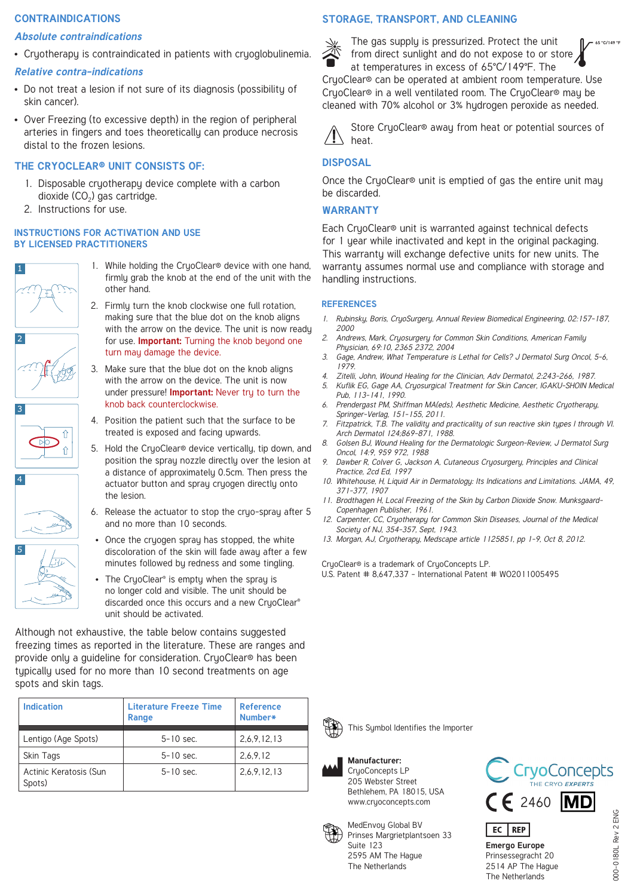## CONTRAINDICATIONS

### *Absolute contraindications*

- Cryotherapy is contraindicated in patients with cryoglobulinemia.

### *Relative contra-indications*

- Do not treat a lesion if not sure of its diagnosis (possibility of skin cancer).
- Over Freezing (to excessive depth) in the region of peripheral arteries in fingers and toes theoretically can produce necrosis distal to the frozen lesions.

## THE CRYOCLEAR® UNIT CONSISTS OF:

1. Disposable cryotherapy device complete with a carbon dioxide ($CO_2$) gas cartridge.
2. Instructions for use.

## INSTRUCTIONS FOR ACTIVATION AND USE BY LICENSED PRACTITIONERS

1. While holding the CryoClear® device with one hand, firmly grab the knob at the end of the unit with the other hand.
2. Firmly turn the knob clockwise one full rotation, making sure that the blue dot on the knob aligns with the arrow on the device. The unit is now ready for use. **Important:** Turning the knob beyond one turn may damage the device.
3. Make sure that the blue dot on the knob aligns with the arrow on the device. The unit is now under pressure! **Important:** Never try to turn the knob back counterclockwise.
4. Position the patient such that the surface to be treated is exposed and facing upwards.
5. Hold the CryoClear® device vertically, tip down, and position the spray nozzle directly over the lesion at a distance of approximately 0.5cm. Then press the actuator button and spray cryogen directly onto the lesion.
6. Release the actuator to stop the cryo-spray after 5 and no more than 10 seconds.

- Once the cryogen spray has stopped, the white discoloration of the skin will fade away after a few minutes followed by redness and some tingling.
- The CryoClear® is empty when the spray is no longer cold and visible. The unit should be discarded once this occurs and a new CryoClear® unit should be activated.

Although not exhaustive, the table below contains suggested freezing times as reported in the literature. These are ranges and provide only a guideline for consideration. CryoClear® has been typically used for no more than 10 second treatments on age spots and skin tags.

| Indication | Literature Freeze Time Range | Reference Number* |
|---|---|---|
| Lentigo (Age Spots) | 5-10 sec. | 2,6,9,12,13 |
| Skin Tags | 5-10 sec. | 2,6,9,12 |
| Actinic Keratosis (Sun Spots) | 5-10 sec. | 2,6,9,12,13 |

## STORAGE, TRANSPORT, AND CLEANING

The gas supply is pressurized. Protect the unit from direct sunlight and do not expose to or store at temperatures in excess of 65°C/149°F. The CryoClear® can be operated at ambient room temperature. Use CryoClear® in a well ventilated room. The CryoClear® may be cleaned with 70% alcohol or 3% hydrogen peroxide as needed.

65 °C/149 °F

Store CryoClear® away from heat or potential sources of heat.

## DISPOSAL

Once the CryoClear® unit is emptied of gas the entire unit may be discarded.

## WARRANTY

Each CryoClear® unit is warranted against technical defects for 1 year while inactivated and kept in the original packaging. This warranty will exchange defective units for new units. The warranty assumes normal use and compliance with storage and handling instructions.

## REFERENCES

1. *Rubinsky, Boris, CryoSurgery, Annual Review Biomedical Engineering, 02:157-187, 2000*
2. *Andrews, Mark, Cryosurgery for Common Skin Conditions, American Family Physician, 69:10, 2365 2372, 2004*
3. *Gage, Andrew, What Temperature is Lethal for Cells? J Dermatol Surg Oncol, 5-6, 1979.*
4. *Zitelli, John, Wound Healing for the Clinician, Adv Dermatol, 2:243-266, 1987.*
5. *Kuflik EG, Gage AA, Cryosurgical Treatment for Skin Cancer, IGAKU-SHOIN Medical Pub, 113-141, 1990.*
6. *Prendergast PM, Shiffman MA(eds), Aesthetic Medicine, Aesthetic Cryotherapy, Springer-Verlag, 151-155, 2011.*
7. *Fitzpatrick, T.B. The validity and practicality of sun reactive skin types I through VI. Arch Dermatol 124;869-871, 1988.*
8. *Golsen BJ, Wound Healing for the Dermatologic Surgeon-Review, J Dermatol Surg Oncol, 14:9, 959 972, 1988*
9. *Dawber R, Colver G, Jackson A, Cutaneous Cryosurgery, Principles and Clinical Practice, 2cd Ed, 1997*
10. *Whitehouse, H, Liquid Air in Dermatology: Its Indications and Limitations. JAMA, 49, 371-377, 1907*
11. *Brodthagen H, Local Freezing of the Skin by Carbon Dioxide Snow. Munksgaard-Copenhagen Publisher, 1961.*
12. *Carpenter, CC, Cryotherapy for Common Skin Diseases, Journal of the Medical Society of NJ, 354-357, Sept, 1943.*
13. *Morgan, AJ, Cryotherapy, Medscape article 1125851, pp 1-9, Oct 8, 2012.*

CryoClear® is a trademark of CryoConcepts LP.
U.S. Patent # 8,647,337 - International Patent # WO2011005495

This Symbol Identifies the Importer

**Manufacturer:**
CryoConcepts LP
205 Webster Street
Bethlehem, PA 18015, USA
www.cryoconcepts.com

MedEnvoy Global BV
Prinses Margrietplantsoen 33
Suite 123
2595 AM The Hague
The Netherlands

CryoConcepts
THE CRYO EXPERTS

CE 2460 MD

EC REP

**Emergo Europe**
Prinsessegracht 20
2514 AP The Hague
The Netherlands

000-0180L Rev 2 ENG